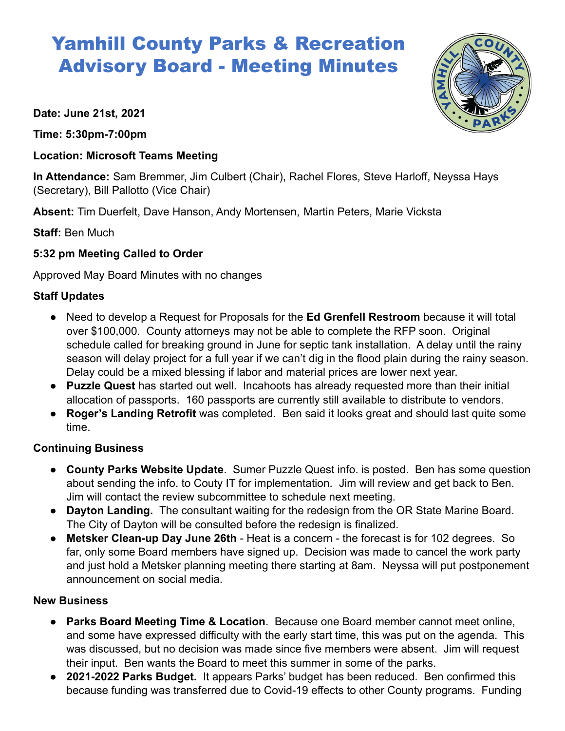# Yamhill County Parks & Recreation Advisory Board - Meeting Minutes

**Date: June 21st, 2021**

**Time: 5:30pm-7:00pm**

**Location: Microsoft Teams Meeting**

**In Attendance:** Sam Bremmer, Jim Culbert (Chair), Rachel Flores, Steve Harloff, Neyssa Hays (Secretary), Bill Pallotto (Vice Chair)

**Absent:** Tim Duerfelt, Dave Hanson, Andy Mortensen, Martin Peters, Marie Vicksta

**Staff:** Ben Much

**5:32 pm Meeting Called to Order**

Approved May Board Minutes with no changes

**Staff Updates**

- Need to develop a Request for Proposals for the **Ed Grenfell Restroom** because it will total over $100,000. County attorneys may not be able to complete the RFP soon. Original schedule called for breaking ground in June for septic tank installation. A delay until the rainy season will delay project for a full year if we can't dig in the flood plain during the rainy season. Delay could be a mixed blessing if labor and material prices are lower next year.
- **Puzzle Quest** has started out well. Incahoots has already requested more than their initial allocation of passports. 160 passports are currently still available to distribute to vendors.
- **Roger's Landing Retrofit** was completed. Ben said it looks great and should last quite some time.

**Continuing Business**

- **County Parks Website Update**. Sumer Puzzle Quest info. is posted. Ben has some question about sending the info. to Couty IT for implementation. Jim will review and get back to Ben. Jim will contact the review subcommittee to schedule next meeting.
- **Dayton Landing.** The consultant waiting for the redesign from the OR State Marine Board. The City of Dayton will be consulted before the redesign is finalized.
- **Metsker Clean-up Day June 26th** - Heat is a concern - the forecast is for 102 degrees. So far, only some Board members have signed up. Decision was made to cancel the work party and just hold a Metsker planning meeting there starting at 8am. Neyssa will put postponement announcement on social media.

**New Business**

- **Parks Board Meeting Time & Location**. Because one Board member cannot meet online, and some have expressed difficulty with the early start time, this was put on the agenda. This was discussed, but no decision was made since five members were absent. Jim will request their input. Ben wants the Board to meet this summer in some of the parks.
- **2021-2022 Parks Budget.** It appears Parks' budget has been reduced. Ben confirmed this because funding was transferred due to Covid-19 effects to other County programs. Funding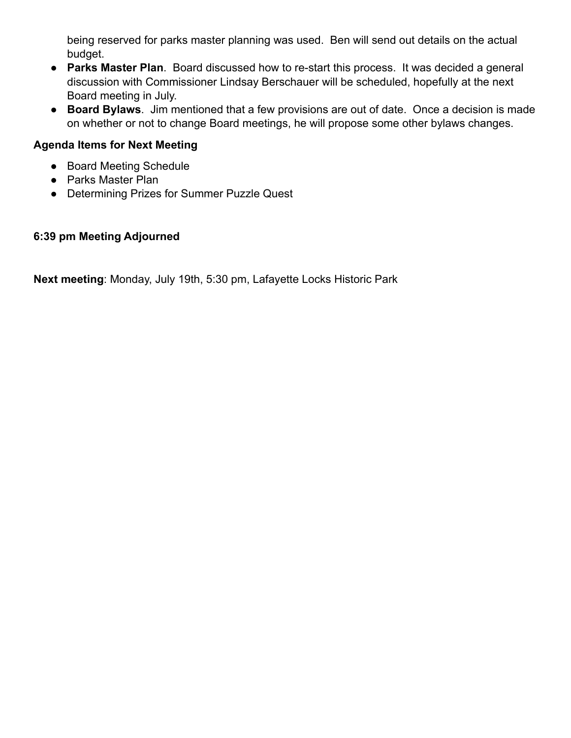being reserved for parks master planning was used. Ben will send out details on the actual budget.

- **Parks Master Plan**. Board discussed how to re-start this process. It was decided a general discussion with Commissioner Lindsay Berschauer will be scheduled, hopefully at the next Board meeting in July.
- **Board Bylaws**. Jim mentioned that a few provisions are out of date. Once a decision is made on whether or not to change Board meetings, he will propose some other bylaws changes.

**Agenda Items for Next Meeting**

- Board Meeting Schedule
- Parks Master Plan
- Determining Prizes for Summer Puzzle Quest

**6:39 pm Meeting Adjourned**

**Next meeting**: Monday, July 19th, 5:30 pm, Lafayette Locks Historic Park